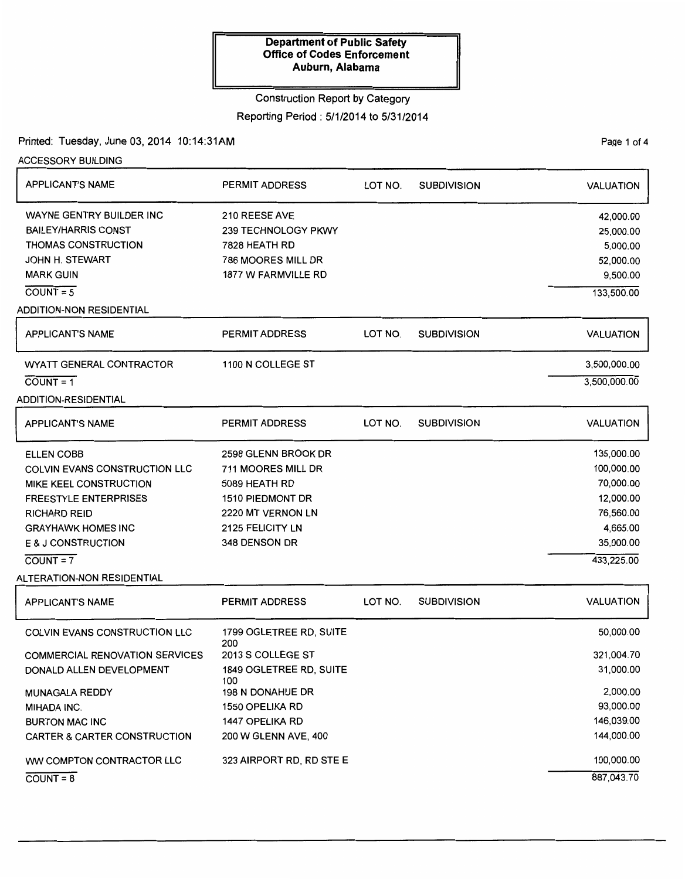**Department of Public Safety**
**Office of Codes Enforcement**
**Auburn, Alabama**

Construction Report by Category

Reporting Period : 5/1/2014 to 5/31/2014

Printed: Tuesday, June 03, 2014 10:14:31AM

ACCESSORY BUILDING

| APPLICANT'S NAME | PERMIT ADDRESS | LOT NO. | SUBDIVISION | VALUATION |
|---|---|---|---|---|
| WAYNE GENTRY BUILDER INC | 210 REESE AVE | | | 42,000.00 |
| BAILEY/HARRIS CONST | 239 TECHNOLOGY PKWY | | | 25,000.00 |
| THOMAS CONSTRUCTION | 7828 HEATH RD | | | 5,000.00 |
| JOHN H. STEWART | 786 MOORES MILL DR | | | 52,000.00 |
| MARK GUIN | 1877 W FARMVILLE RD | | | 9,500.00 |
| COUNT = 5 | | | | 133,500.00 |

ADDITION-NON RESIDENTIAL

| APPLICANT'S NAME | PERMIT ADDRESS | LOT NO. | SUBDIVISION | VALUATION |
|---|---|---|---|---|
| WYATT GENERAL CONTRACTOR | 1100 N COLLEGE ST | | | 3,500,000.00 |
| COUNT = 1 | | | | 3,500,000.00 |

ADDITION-RESIDENTIAL

| APPLICANT'S NAME | PERMIT ADDRESS | LOT NO. | SUBDIVISION | VALUATION |
|---|---|---|---|---|
| ELLEN COBB | 2598 GLENN BROOK DR | | | 135,000.00 |
| COLVIN EVANS CONSTRUCTION LLC | 711 MOORES MILL DR | | | 100,000.00 |
| MIKE KEEL CONSTRUCTION | 5089 HEATH RD | | | 70,000.00 |
| FREESTYLE ENTERPRISES | 1510 PIEDMONT DR | | | 12,000.00 |
| RICHARD REID | 2220 MT VERNON LN | | | 76,560.00 |
| GRAYHAWK HOMES INC | 2125 FELICITY LN | | | 4,665.00 |
| E & J CONSTRUCTION | 348 DENSON DR | | | 35,000.00 |
| COUNT = 7 | | | | 433,225.00 |

ALTERATION-NON RESIDENTIAL

| APPLICANT'S NAME | PERMIT ADDRESS | LOT NO. | SUBDIVISION | VALUATION |
|---|---|---|---|---|
| COLVIN EVANS CONSTRUCTION LLC | 1799 OGLETREE RD, SUITE 200 | | | 50,000.00 |
| COMMERCIAL RENOVATION SERVICES | 2013 S COLLEGE ST | | | 321,004.70 |
| DONALD ALLEN DEVELOPMENT | 1849 OGLETREE RD, SUITE 100 | | | 31,000.00 |
| MUNAGALA REDDY | 198 N DONAHUE DR | | | 2,000.00 |
| MIHADA INC. | 1550 OPELIKA RD | | | 93,000.00 |
| BURTON MAC INC | 1447 OPELIKA RD | | | 146,039.00 |
| CARTER & CARTER CONSTRUCTION | 200 W GLENN AVE, 400 | | | 144,000.00 |
| WW COMPTON CONTRACTOR LLC | 323 AIRPORT RD, RD STE E | | | 100,000.00 |
| COUNT = 8 | | | | 887,043.70 |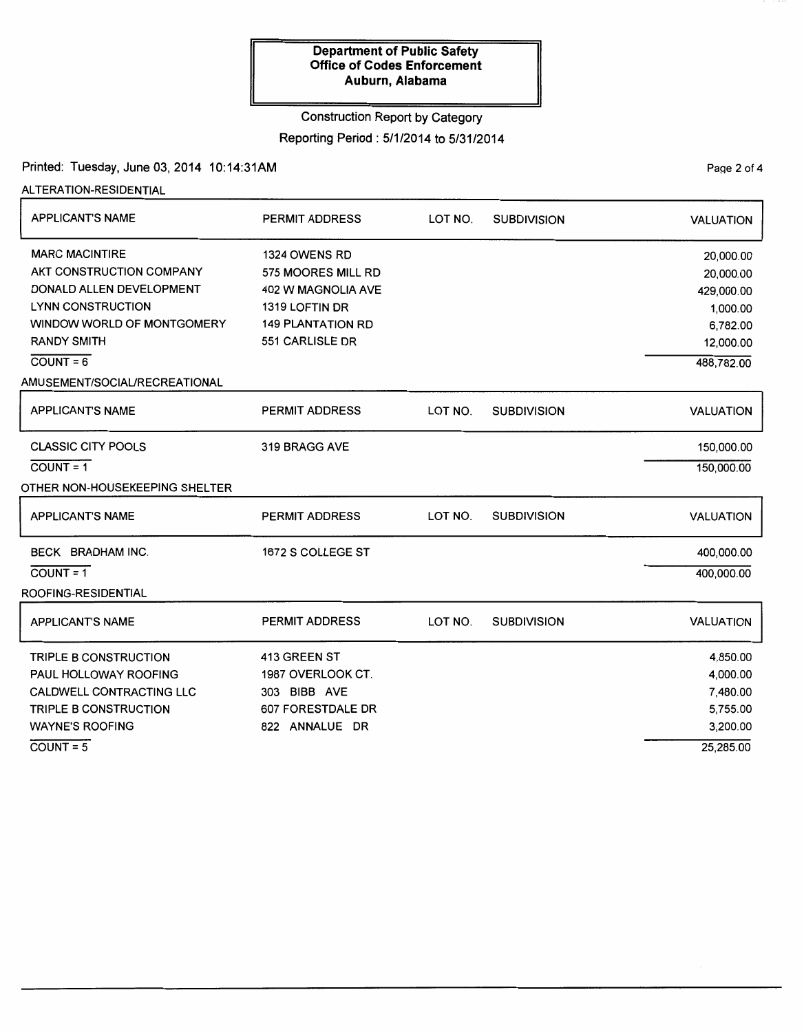**Department of Public Safety**
**Office of Codes Enforcement**
**Auburn, Alabama**

Construction Report by Category

Reporting Period : 5/1/2014 to 5/31/2014

Printed: Tuesday, June 03, 2014 10:14:31AM

ALTERATION-RESIDENTIAL

| APPLICANT'S NAME | PERMIT ADDRESS | LOT NO. | SUBDIVISION | VALUATION |
|---|---|---|---|---|
| MARC MACINTIRE | 1324 OWENS RD | | | 20,000.00 |
| AKT CONSTRUCTION COMPANY | 575 MOORES MILL RD | | | 20,000.00 |
| DONALD ALLEN DEVELOPMENT | 402 W MAGNOLIA AVE | | | 429,000.00 |
| LYNN CONSTRUCTION | 1319 LOFTIN DR | | | 1,000.00 |
| WINDOW WORLD OF MONTGOMERY | 149 PLANTATION RD | | | 6,782.00 |
| RANDY SMITH | 551 CARLISLE DR | | | 12,000.00 |
| COUNT = 6 | | | | 488,782.00 |

AMUSEMENT/SOCIAL/RECREATIONAL

| APPLICANT'S NAME | PERMIT ADDRESS | LOT NO. | SUBDIVISION | VALUATION |
|---|---|---|---|---|
| CLASSIC CITY POOLS | 319 BRAGG AVE | | | 150,000.00 |
| COUNT = 1 | | | | 150,000.00 |

OTHER NON-HOUSEKEEPING SHELTER

| APPLICANT'S NAME | PERMIT ADDRESS | LOT NO. | SUBDIVISION | VALUATION |
|---|---|---|---|---|
| BECK BRADHAM INC. | 1672 S COLLEGE ST | | | 400,000.00 |
| COUNT = 1 | | | | 400,000.00 |

ROOFING-RESIDENTIAL

| APPLICANT'S NAME | PERMIT ADDRESS | LOT NO. | SUBDIVISION | VALUATION |
|---|---|---|---|---|
| TRIPLE B CONSTRUCTION | 413 GREEN ST | | | 4,850.00 |
| PAUL HOLLOWAY ROOFING | 1987 OVERLOOK CT. | | | 4,000.00 |
| CALDWELL CONTRACTING LLC | 303 BIBB AVE | | | 7,480.00 |
| TRIPLE B CONSTRUCTION | 607 FORESTDALE DR | | | 5,755.00 |
| WAYNE'S ROOFING | 822 ANNALUE DR | | | 3,200.00 |
| COUNT = 5 | | | | 25,285.00 |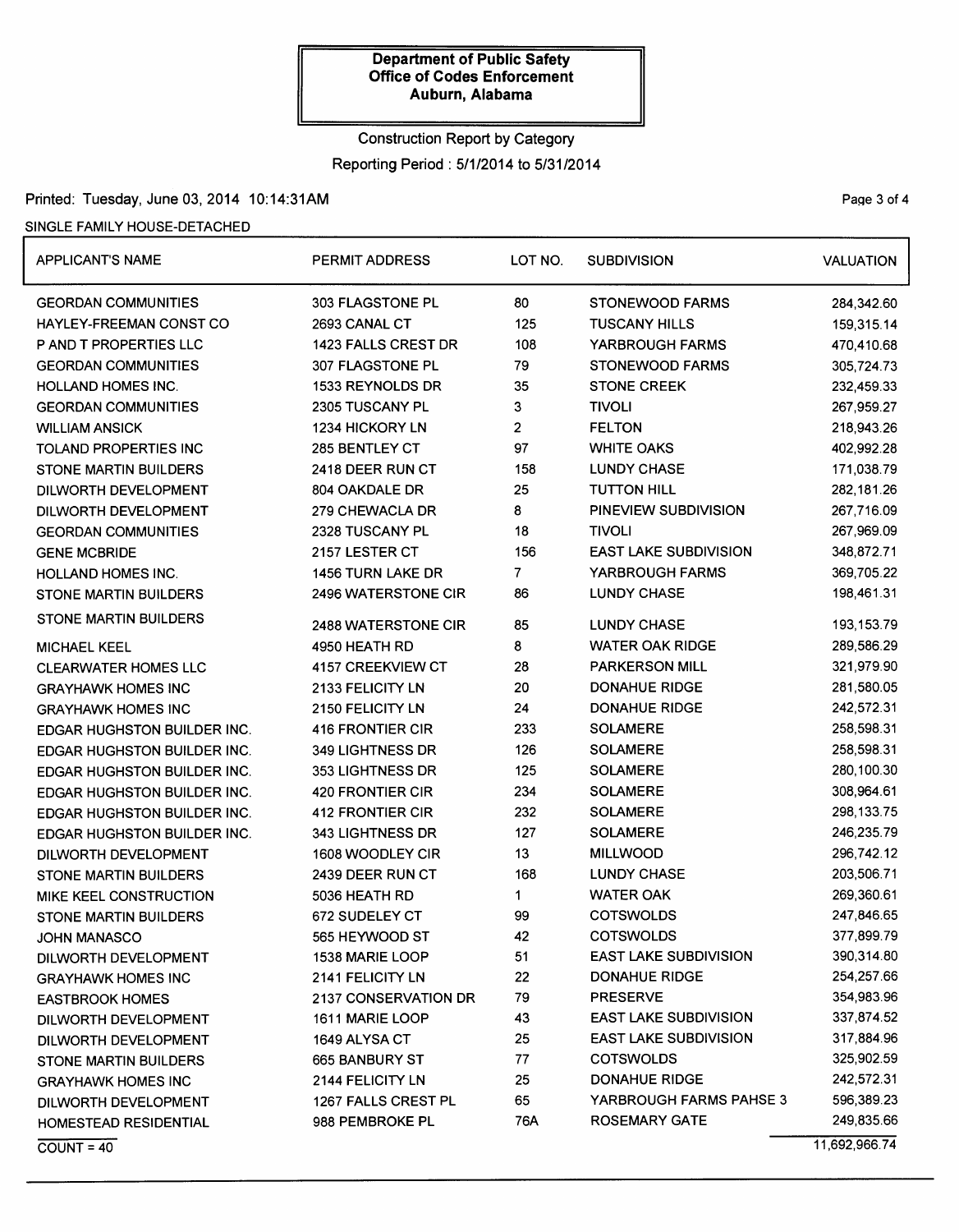**Department of Public Safety**
**Office of Codes Enforcement**
**Auburn, Alabama**

Construction Report by Category

Reporting Period : 5/1/2014 to 5/31/2014

Printed: Tuesday, June 03, 2014 10:14:31AM

SINGLE FAMILY HOUSE-DETACHED

| APPLICANT'S NAME | PERMIT ADDRESS | LOT NO. | SUBDIVISION | VALUATION |
|---|---|---|---|---|
| GEORDAN COMMUNITIES | 303 FLAGSTONE PL | 80 | STONEWOOD FARMS | 284,342.60 |
| HAYLEY-FREEMAN CONST CO | 2693 CANAL CT | 125 | TUSCANY HILLS | 159,315.14 |
| P AND T PROPERTIES LLC | 1423 FALLS CREST DR | 108 | YARBROUGH FARMS | 470,410.68 |
| GEORDAN COMMUNITIES | 307 FLAGSTONE PL | 79 | STONEWOOD FARMS | 305,724.73 |
| HOLLAND HOMES INC. | 1533 REYNOLDS DR | 35 | STONE CREEK | 232,459.33 |
| GEORDAN COMMUNITIES | 2305 TUSCANY PL | 3 | TIVOLI | 267,959.27 |
| WILLIAM ANSICK | 1234 HICKORY LN | 2 | FELTON | 218,943.26 |
| TOLAND PROPERTIES INC | 285 BENTLEY CT | 97 | WHITE OAKS | 402,992.28 |
| STONE MARTIN BUILDERS | 2418 DEER RUN CT | 158 | LUNDY CHASE | 171,038.79 |
| DILWORTH DEVELOPMENT | 804 OAKDALE DR | 25 | TUTTON HILL | 282,181.26 |
| DILWORTH DEVELOPMENT | 279 CHEWACLA DR | 8 | PINEVIEW SUBDIVISION | 267,716.09 |
| GEORDAN COMMUNITIES | 2328 TUSCANY PL | 18 | TIVOLI | 267,969.09 |
| GENE MCBRIDE | 2157 LESTER CT | 156 | EAST LAKE SUBDIVISION | 348,872.71 |
| HOLLAND HOMES INC. | 1456 TURN LAKE DR | 7 | YARBROUGH FARMS | 369,705.22 |
| STONE MARTIN BUILDERS | 2496 WATERSTONE CIR | 86 | LUNDY CHASE | 198,461.31 |
| STONE MARTIN BUILDERS | 2488 WATERSTONE CIR | 85 | LUNDY CHASE | 193,153.79 |
| MICHAEL KEEL | 4950 HEATH RD | 8 | WATER OAK RIDGE | 289,586.29 |
| CLEARWATER HOMES LLC | 4157 CREEKVIEW CT | 28 | PARKERSON MILL | 321,979.90 |
| GRAYHAWK HOMES INC | 2133 FELICITY LN | 20 | DONAHUE RIDGE | 281,580.05 |
| GRAYHAWK HOMES INC | 2150 FELICITY LN | 24 | DONAHUE RIDGE | 242,572.31 |
| EDGAR HUGHSTON BUILDER INC. | 416 FRONTIER CIR | 233 | SOLAMERE | 258,598.31 |
| EDGAR HUGHSTON BUILDER INC. | 349 LIGHTNESS DR | 126 | SOLAMERE | 258,598.31 |
| EDGAR HUGHSTON BUILDER INC. | 353 LIGHTNESS DR | 125 | SOLAMERE | 280,100.30 |
| EDGAR HUGHSTON BUILDER INC. | 420 FRONTIER CIR | 234 | SOLAMERE | 308,964.61 |
| EDGAR HUGHSTON BUILDER INC. | 412 FRONTIER CIR | 232 | SOLAMERE | 298,133.75 |
| EDGAR HUGHSTON BUILDER INC. | 343 LIGHTNESS DR | 127 | SOLAMERE | 246,235.79 |
| DILWORTH DEVELOPMENT | 1608 WOODLEY CIR | 13 | MILLWOOD | 296,742.12 |
| STONE MARTIN BUILDERS | 2439 DEER RUN CT | 168 | LUNDY CHASE | 203,506.71 |
| MIKE KEEL CONSTRUCTION | 5036 HEATH RD | 1 | WATER OAK | 269,360.61 |
| STONE MARTIN BUILDERS | 672 SUDELEY CT | 99 | COTSWOLDS | 247,846.65 |
| JOHN MANASCO | 565 HEYWOOD ST | 42 | COTSWOLDS | 377,899.79 |
| DILWORTH DEVELOPMENT | 1538 MARIE LOOP | 51 | EAST LAKE SUBDIVISION | 390,314.80 |
| GRAYHAWK HOMES INC | 2141 FELICITY LN | 22 | DONAHUE RIDGE | 254,257.66 |
| EASTBROOK HOMES | 2137 CONSERVATION DR | 79 | PRESERVE | 354,983.96 |
| DILWORTH DEVELOPMENT | 1611 MARIE LOOP | 43 | EAST LAKE SUBDIVISION | 337,874.52 |
| DILWORTH DEVELOPMENT | 1649 ALYSA CT | 25 | EAST LAKE SUBDIVISION | 317,884.96 |
| STONE MARTIN BUILDERS | 665 BANBURY ST | 77 | COTSWOLDS | 325,902.59 |
| GRAYHAWK HOMES INC | 2144 FELICITY LN | 25 | DONAHUE RIDGE | 242,572.31 |
| DILWORTH DEVELOPMENT | 1267 FALLS CREST PL | 65 | YARBROUGH FARMS PAHSE 3 | 596,389.23 |
| HOMESTEAD RESIDENTIAL | 988 PEMBROKE PL | 76A | ROSEMARY GATE | 249,835.66 |
| COUNT = 40 | | | | 11,692,966.74 |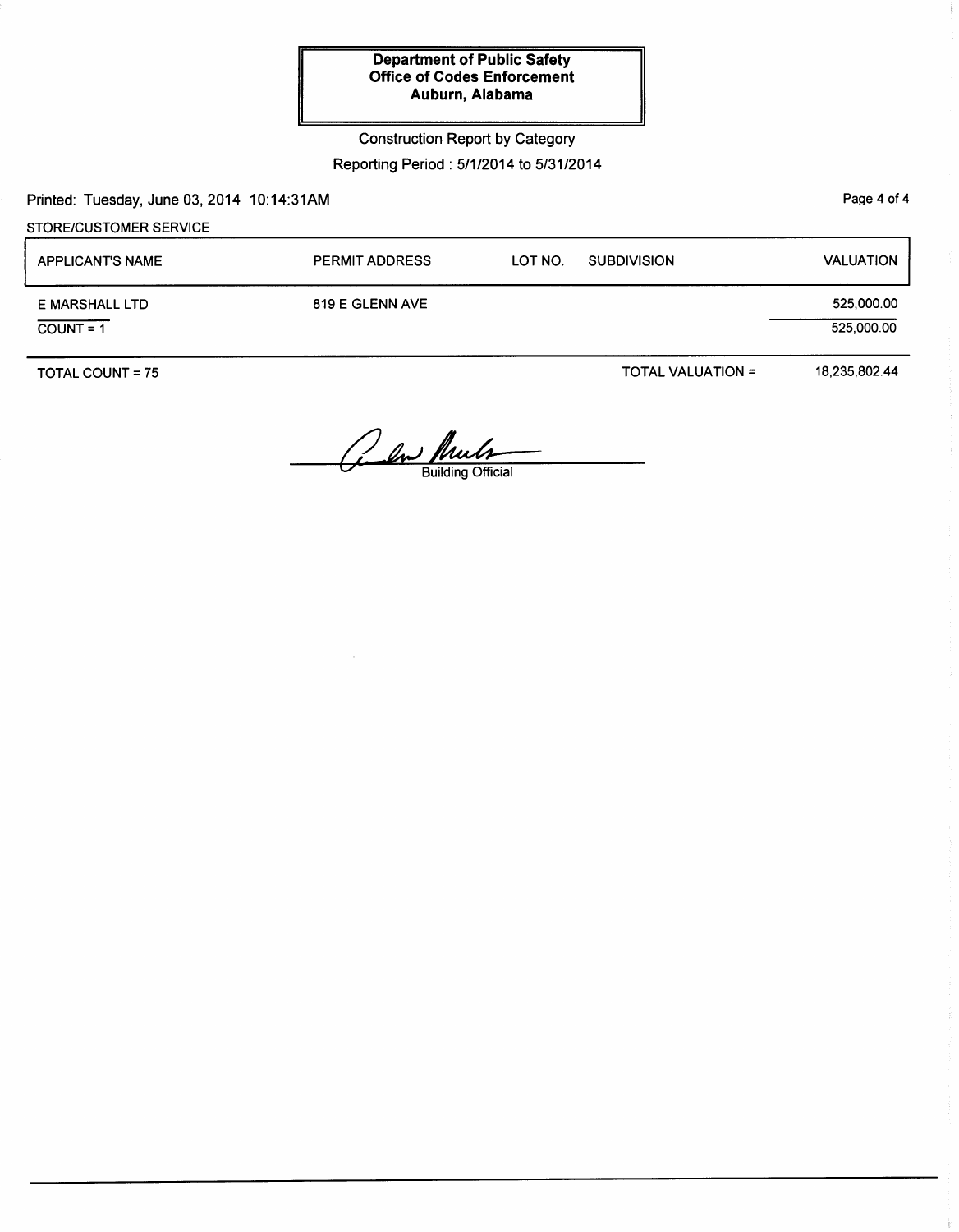**Department of Public Safety**
**Office of Codes Enforcement**
**Auburn, Alabama**

Construction Report by Category

Reporting Period : 5/1/2014 to 5/31/2014

Printed: Tuesday, June 03, 2014 10:14:31AM

STORE/CUSTOMER SERVICE

| APPLICANT'S NAME | PERMIT ADDRESS | LOT NO. | SUBDIVISION | VALUATION |
|---|---|---|---|---|
| E MARSHALL LTD | 819 E GLENN AVE | | | 525,000.00 |
| COUNT = 1 | | | | 525,000.00 |

TOTAL COUNT = 75 — TOTAL VALUATION = 18,235,802.44

Building Official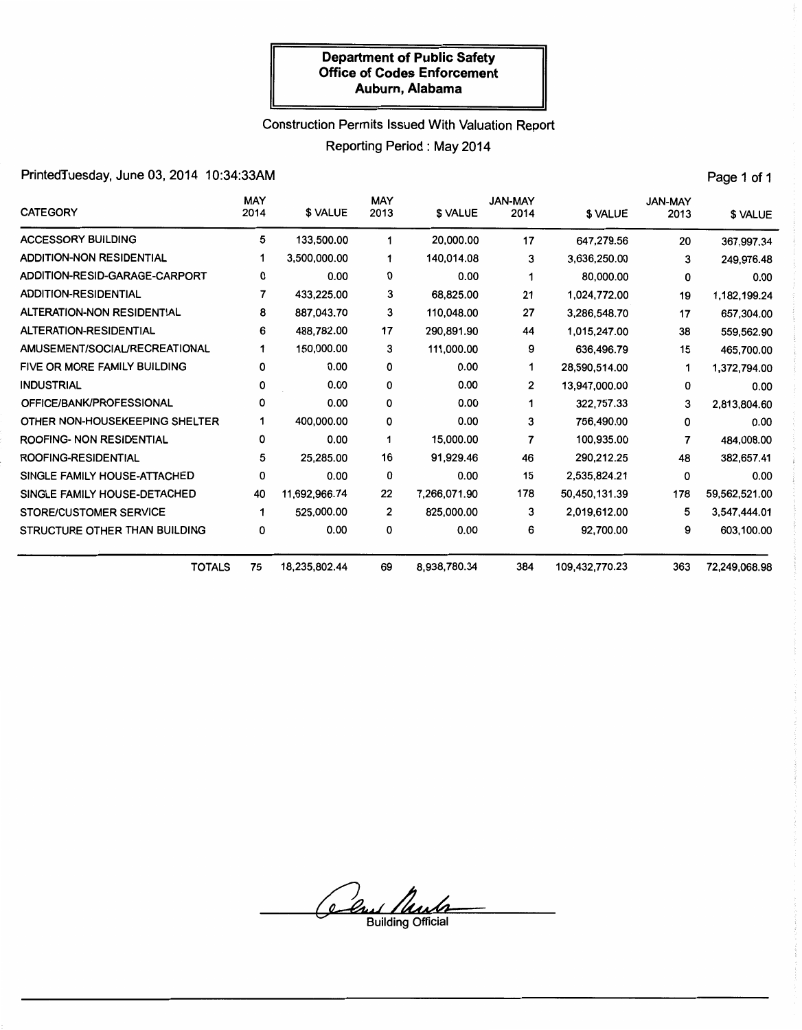**Department of Public Safety**
**Office of Codes Enforcement**
**Auburn, Alabama**

Construction Permits Issued With Valuation Report

Reporting Period : May 2014

PrintedTuesday, June 03, 2014 10:34:33AM

| CATEGORY | MAY 2014 | $ VALUE | MAY 2013 | $ VALUE | JAN-MAY 2014 | $ VALUE | JAN-MAY 2013 | $ VALUE |
|---|---|---|---|---|---|---|---|---|
| ACCESSORY BUILDING | 5 | 133,500.00 | 1 | 20,000.00 | 17 | 647,279.56 | 20 | 367,997.34 |
| ADDITION-NON RESIDENTIAL | 1 | 3,500,000.00 | 1 | 140,014.08 | 3 | 3,636,250.00 | 3 | 249,976.48 |
| ADDITION-RESID-GARAGE-CARPORT | 0 | 0.00 | 0 | 0.00 | 1 | 80,000.00 | 0 | 0.00 |
| ADDITION-RESIDENTIAL | 7 | 433,225.00 | 3 | 68,825.00 | 21 | 1,024,772.00 | 19 | 1,182,199.24 |
| ALTERATION-NON RESIDENTIAL | 8 | 887,043.70 | 3 | 110,048.00 | 27 | 3,286,548.70 | 17 | 657,304.00 |
| ALTERATION-RESIDENTIAL | 6 | 488,782.00 | 17 | 290,891.90 | 44 | 1,015,247.00 | 38 | 559,562.90 |
| AMUSEMENT/SOCIAL/RECREATIONAL | 1 | 150,000.00 | 3 | 111,000.00 | 9 | 636,496.79 | 15 | 465,700.00 |
| FIVE OR MORE FAMILY BUILDING | 0 | 0.00 | 0 | 0.00 | 1 | 28,590,514.00 | 1 | 1,372,794.00 |
| INDUSTRIAL | 0 | 0.00 | 0 | 0.00 | 2 | 13,947,000.00 | 0 | 0.00 |
| OFFICE/BANK/PROFESSIONAL | 0 | 0.00 | 0 | 0.00 | 1 | 322,757.33 | 3 | 2,813,804.60 |
| OTHER NON-HOUSEKEEPING SHELTER | 1 | 400,000.00 | 0 | 0.00 | 3 | 756,490.00 | 0 | 0.00 |
| ROOFING- NON RESIDENTIAL | 0 | 0.00 | 1 | 15,000.00 | 7 | 100,935.00 | 7 | 484,008.00 |
| ROOFING-RESIDENTIAL | 5 | 25,285.00 | 16 | 91,929.46 | 46 | 290,212.25 | 48 | 382,657.41 |
| SINGLE FAMILY HOUSE-ATTACHED | 0 | 0.00 | 0 | 0.00 | 15 | 2,535,824.21 | 0 | 0.00 |
| SINGLE FAMILY HOUSE-DETACHED | 40 | 11,692,966.74 | 22 | 7,266,071.90 | 178 | 50,450,131.39 | 178 | 59,562,521.00 |
| STORE/CUSTOMER SERVICE | 1 | 525,000.00 | 2 | 825,000.00 | 3 | 2,019,612.00 | 5 | 3,547,444.01 |
| STRUCTURE OTHER THAN BUILDING | 0 | 0.00 | 0 | 0.00 | 6 | 92,700.00 | 9 | 603,100.00 |
| TOTALS | 75 | 18,235,802.44 | 69 | 8,938,780.34 | 384 | 109,432,770.23 | 363 | 72,249,068.98 |

Building Official